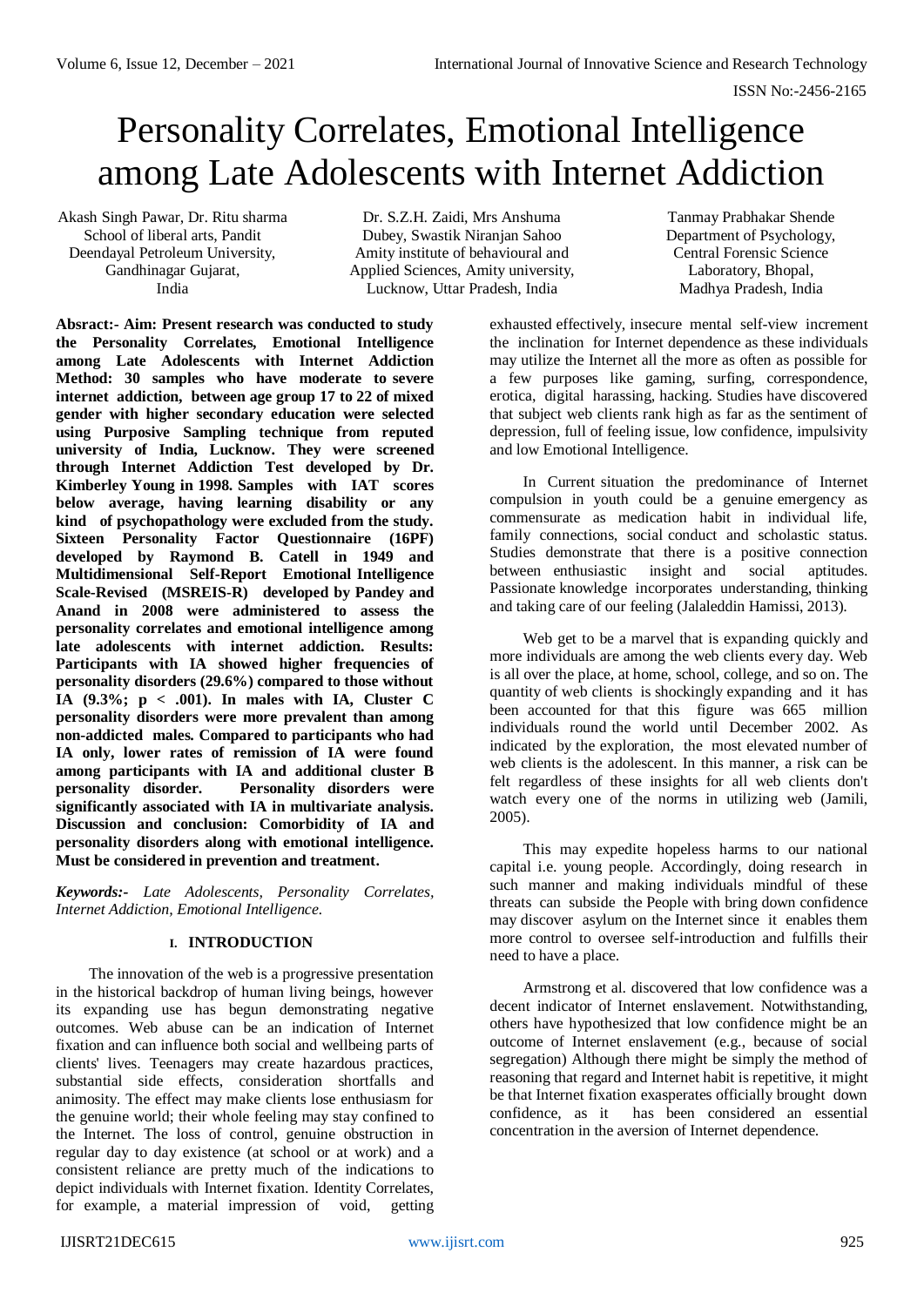# Personality Correlates, Emotional Intelligence among Late Adolescents with Internet Addiction

Akash Singh Pawar, Dr. Ritu sharma
School of liberal arts, Pandit Deendayal Petroleum University, Gandhinagar Gujarat, India

Dr. S.Z.H. Zaidi, Mrs Anshuma Dubey, Swastik Niranjan Sahoo
Amity institute of behavioural and Applied Sciences, Amity university, Lucknow, Uttar Pradesh, India

Tanmay Prabhakar Shende
Department of Psychology, Central Forensic Science Laboratory, Bhopal, Madhya Pradesh, India

**Absract:- Aim: Present research was conducted to study the Personality Correlates, Emotional Intelligence among Late Adolescents with Internet Addiction Method: 30 samples who have moderate to severe internet addiction, between age group 17 to 22 of mixed gender with higher secondary education were selected using Purposive Sampling technique from reputed university of India, Lucknow. They were screened through Internet Addiction Test developed by Dr. Kimberley Young in 1998. Samples with IAT scores below average, having learning disability or any kind of psychopathology were excluded from the study. Sixteen Personality Factor Questionnaire (16PF) developed by Raymond B. Catell in 1949 and Multidimensional Self-Report Emotional Intelligence Scale-Revised (MSREIS-R) developed by Pandey and Anand in 2008 were administered to assess the personality correlates and emotional intelligence among late adolescents with internet addiction. Results: Participants with IA showed higher frequencies of personality disorders (29.6%) compared to those without IA (9.3%; $p < .001$). In males with IA, Cluster C personality disorders were more prevalent than among non-addicted males. Compared to participants who had IA only, lower rates of remission of IA were found among participants with IA and additional cluster B personality disorder. Personality disorders were significantly associated with IA in multivariate analysis. Discussion and conclusion: Comorbidity of IA and personality disorders along with emotional intelligence. Must be considered in prevention and treatment.**

***Keywords:-*** *Late Adolescents, Personality Correlates, Internet Addiction, Emotional Intelligence.*

## I. INTRODUCTION

The innovation of the web is a progressive presentation in the historical backdrop of human living beings, however its expanding use has begun demonstrating negative outcomes. Web abuse can be an indication of Internet fixation and can influence both social and wellbeing parts of clients' lives. Teenagers may create hazardous practices, substantial side effects, consideration shortfalls and animosity. The effect may make clients lose enthusiasm for the genuine world; their whole feeling may stay confined to the Internet. The loss of control, genuine obstruction in regular day to day existence (at school or at work) and a consistent reliance are pretty much of the indications to depict individuals with Internet fixation. Identity Correlates, for example, a material impression of void, getting exhausted effectively, insecure mental self-view increment the inclination for Internet dependence as these individuals may utilize the Internet all the more as often as possible for a few purposes like gaming, surfing, correspondence, erotica, digital harassing, hacking. Studies have discovered that subject web clients rank high as far as the sentiment of depression, full of feeling issue, low confidence, impulsivity and low Emotional Intelligence.

In Current situation the predominance of Internet compulsion in youth could be a genuine emergency as commensurate as medication habit in individual life, family connections, social conduct and scholastic status. Studies demonstrate that there is a positive connection between enthusiastic insight and social aptitudes. Passionate knowledge incorporates understanding, thinking and taking care of our feeling (Jalaleddin Hamissi, 2013).

Web get to be a marvel that is expanding quickly and more individuals are among the web clients every day. Web is all over the place, at home, school, college, and so on. The quantity of web clients is shockingly expanding and it has been accounted for that this figure was 665 million individuals round the world until December 2002. As indicated by the exploration, the most elevated number of web clients is the adolescent. In this manner, a risk can be felt regardless of these insights for all web clients don't watch every one of the norms in utilizing web (Jamili, 2005).

This may expedite hopeless harms to our national capital i.e. young people. Accordingly, doing research in such manner and making individuals mindful of these threats can subside the People with bring down confidence may discover asylum on the Internet since it enables them more control to oversee self-introduction and fulfills their need to have a place.

Armstrong et al. discovered that low confidence was a decent indicator of Internet enslavement. Notwithstanding, others have hypothesized that low confidence might be an outcome of Internet enslavement (e.g., because of social segregation) Although there might be simply the method of reasoning that regard and Internet habit is repetitive, it might be that Internet fixation exasperates officially brought down confidence, as it has been considered an essential concentration in the aversion of Internet dependence.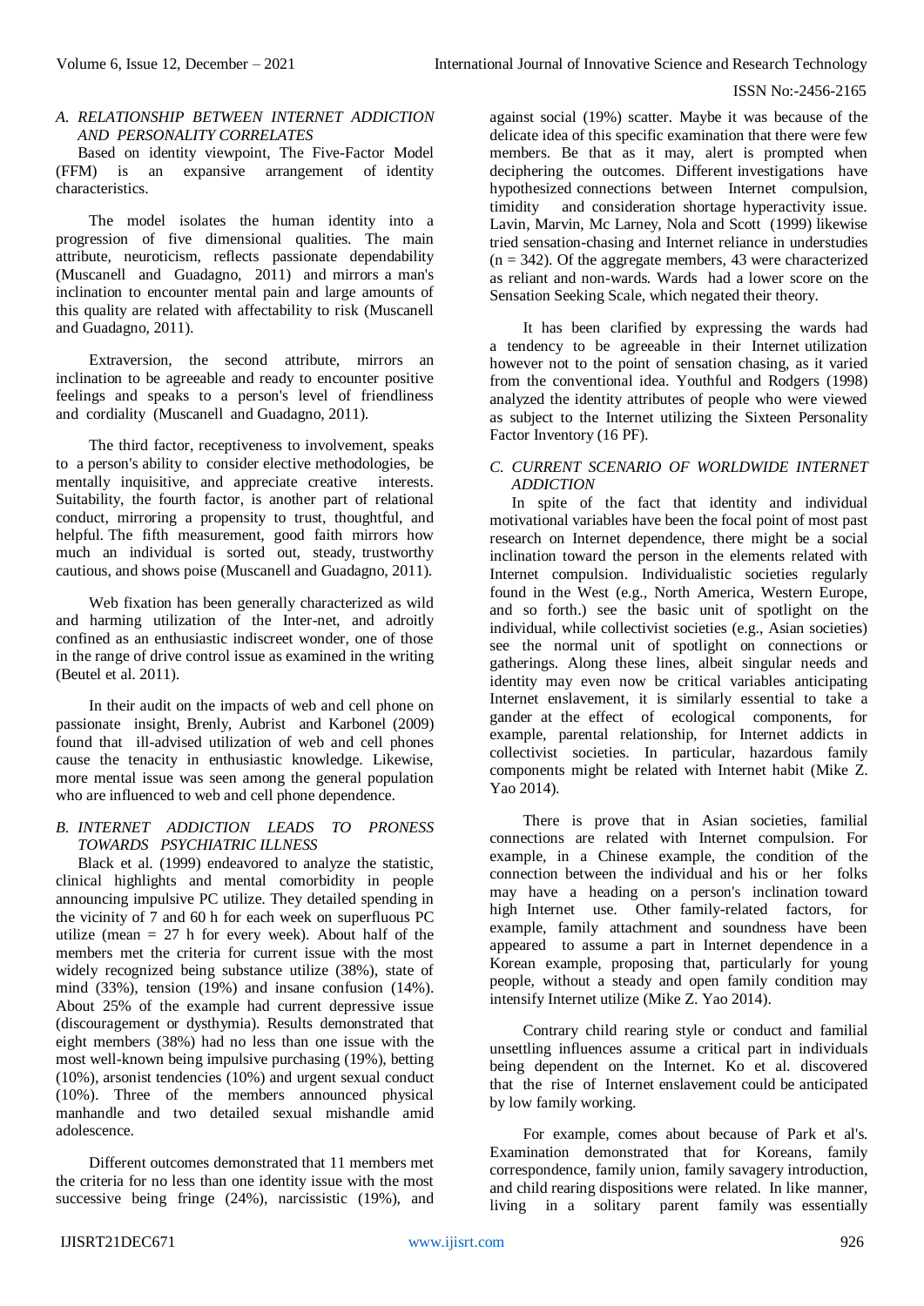### A. RELATIONSHIP BETWEEN INTERNET ADDICTION AND PERSONALITY CORRELATES

Based on identity viewpoint, The Five-Factor Model (FFM) is an expansive arrangement of identity characteristics.

The model isolates the human identity into a progression of five dimensional qualities. The main attribute, neuroticism, reflects passionate dependability (Muscanell and Guadagno, 2011) and mirrors a man's inclination to encounter mental pain and large amounts of this quality are related with affectability to risk (Muscanell and Guadagno, 2011).

Extraversion, the second attribute, mirrors an inclination to be agreeable and ready to encounter positive feelings and speaks to a person's level of friendliness and cordiality (Muscanell and Guadagno, 2011).

The third factor, receptiveness to involvement, speaks to a person's ability to consider elective methodologies, be mentally inquisitive, and appreciate creative interests. Suitability, the fourth factor, is another part of relational conduct, mirroring a propensity to trust, thoughtful, and helpful. The fifth measurement, good faith mirrors how much an individual is sorted out, steady, trustworthy cautious, and shows poise (Muscanell and Guadagno, 2011).

Web fixation has been generally characterized as wild and harming utilization of the Inter-net, and adroitly confined as an enthusiastic indiscreet wonder, one of those in the range of drive control issue as examined in the writing (Beutel et al. 2011).

In their audit on the impacts of web and cell phone on passionate insight, Brenly, Aubrist and Karbonel (2009) found that ill-advised utilization of web and cell phones cause the tenacity in enthusiastic knowledge. Likewise, more mental issue was seen among the general population who are influenced to web and cell phone dependence.

### B. INTERNET ADDICTION LEADS TO PRONESS TOWARDS PSYCHIATRIC ILLNESS

Black et al. (1999) endeavored to analyze the statistic, clinical highlights and mental comorbidity in people announcing impulsive PC utilize. They detailed spending in the vicinity of 7 and 60 h for each week on superfluous PC utilize (mean = 27 h for every week). About half of the members met the criteria for current issue with the most widely recognized being substance utilize (38%), state of mind (33%), tension (19%) and insane confusion (14%). About 25% of the example had current depressive issue (discouragement or dysthymia). Results demonstrated that eight members (38%) had no less than one issue with the most well-known being impulsive purchasing (19%), betting (10%), arsonist tendencies (10%) and urgent sexual conduct (10%). Three of the members announced physical manhandle and two detailed sexual mishandle amid adolescence.

Different outcomes demonstrated that 11 members met the criteria for no less than one identity issue with the most successive being fringe (24%), narcissistic (19%), and against social (19%) scatter. Maybe it was because of the delicate idea of this specific examination that there were few members. Be that as it may, alert is prompted when deciphering the outcomes. Different investigations have hypothesized connections between Internet compulsion, timidity and consideration shortage hyperactivity issue. Lavin, Marvin, Mc Larney, Nola and Scott (1999) likewise tried sensation-chasing and Internet reliance in understudies (n = 342). Of the aggregate members, 43 were characterized as reliant and non-wards. Wards had a lower score on the Sensation Seeking Scale, which negated their theory.

It has been clarified by expressing the wards had a tendency to be agreeable in their Internet utilization however not to the point of sensation chasing, as it varied from the conventional idea. Youthful and Rodgers (1998) analyzed the identity attributes of people who were viewed as subject to the Internet utilizing the Sixteen Personality Factor Inventory (16 PF).

### C. CURRENT SCENARIO OF WORLDWIDE INTERNET ADDICTION

In spite of the fact that identity and individual motivational variables have been the focal point of most past research on Internet dependence, there might be a social inclination toward the person in the elements related with Internet compulsion. Individualistic societies regularly found in the West (e.g., North America, Western Europe, and so forth.) see the basic unit of spotlight on the individual, while collectivist societies (e.g., Asian societies) see the normal unit of spotlight on connections or gatherings. Along these lines, albeit singular needs and identity may even now be critical variables anticipating Internet enslavement, it is similarly essential to take a gander at the effect of ecological components, for example, parental relationship, for Internet addicts in collectivist societies. In particular, hazardous family components might be related with Internet habit (Mike Z. Yao 2014).

There is prove that in Asian societies, familial connections are related with Internet compulsion. For example, in a Chinese example, the condition of the connection between the individual and his or her folks may have a heading on a person's inclination toward high Internet use. Other family-related factors, for example, family attachment and soundness have been appeared to assume a part in Internet dependence in a Korean example, proposing that, particularly for young people, without a steady and open family condition may intensify Internet utilize (Mike Z. Yao 2014).

Contrary child rearing style or conduct and familial unsettling influences assume a critical part in individuals being dependent on the Internet. Ko et al. discovered that the rise of Internet enslavement could be anticipated by low family working.

For example, comes about because of Park et al's. Examination demonstrated that for Koreans, family correspondence, family union, family savagery introduction, and child rearing dispositions were related. In like manner, living in a solitary parent family was essentially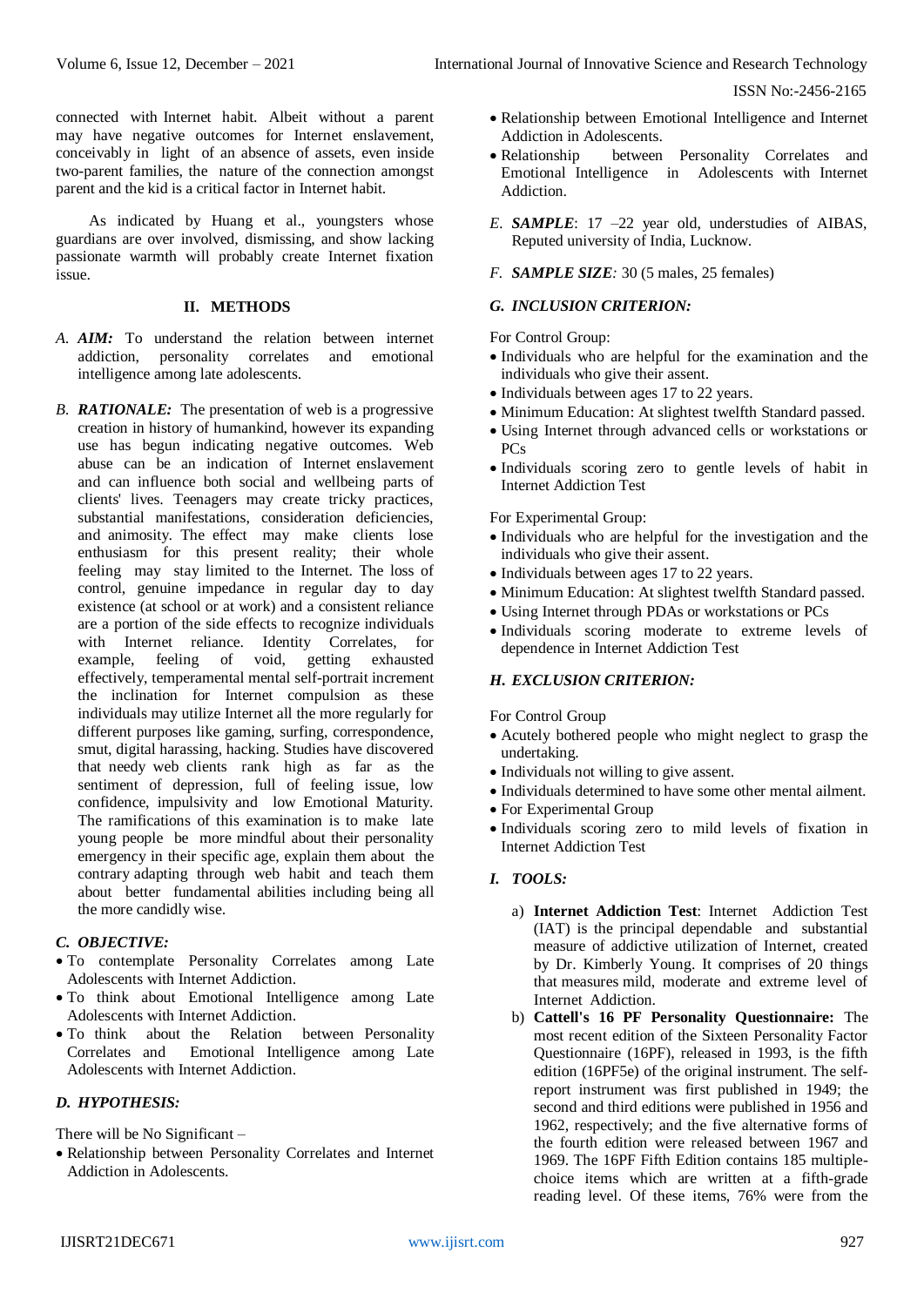connected with Internet habit. Albeit without a parent may have negative outcomes for Internet enslavement, conceivably in light of an absence of assets, even inside two-parent families, the nature of the connection amongst parent and the kid is a critical factor in Internet habit.

As indicated by Huang et al., youngsters whose guardians are over involved, dismissing, and show lacking passionate warmth will probably create Internet fixation issue.

## II. METHODS

A. ***AIM:*** To understand the relation between internet addiction, personality correlates and emotional intelligence among late adolescents.

B. ***RATIONALE:*** The presentation of web is a progressive creation in history of humankind, however its expanding use has begun indicating negative outcomes. Web abuse can be an indication of Internet enslavement and can influence both social and wellbeing parts of clients' lives. Teenagers may create tricky practices, substantial manifestations, consideration deficiencies, and animosity. The effect may make clients lose enthusiasm for this present reality; their whole feeling may stay limited to the Internet. The loss of control, genuine impedance in regular day to day existence (at school or at work) and a consistent reliance are a portion of the side effects to recognize individuals with Internet reliance. Identity Correlates, for example, feeling of void, getting exhausted effectively, temperamental mental self-portrait increment the inclination for Internet compulsion as these individuals may utilize Internet all the more regularly for different purposes like gaming, surfing, correspondence, smut, digital harassing, hacking. Studies have discovered that needy web clients rank high as far as the sentiment of depression, full of feeling issue, low confidence, impulsivity and low Emotional Maturity. The ramifications of this examination is to make late young people be more mindful about their personality emergency in their specific age, explain them about the contrary adapting through web habit and teach them about better fundamental abilities including being all the more candidly wise.

### C. *OBJECTIVE:*

- To contemplate Personality Correlates among Late Adolescents with Internet Addiction.
- To think about Emotional Intelligence among Late Adolescents with Internet Addiction.
- To think about the Relation between Personality Correlates and Emotional Intelligence among Late Adolescents with Internet Addiction.

### D. *HYPOTHESIS:*

There will be No Significant –

- Relationship between Personality Correlates and Internet Addiction in Adolescents.
- Relationship between Emotional Intelligence and Internet Addiction in Adolescents.
- Relationship between Personality Correlates and Emotional Intelligence in Adolescents with Internet Addiction.

E. ***SAMPLE***: 17 –22 year old, understudies of AIBAS, Reputed university of India, Lucknow.

F. ***SAMPLE SIZE:*** 30 (5 males, 25 females)

### G. *INCLUSION CRITERION:*

For Control Group:

- Individuals who are helpful for the examination and the individuals who give their assent.
- Individuals between ages 17 to 22 years.
- Minimum Education: At slightest twelfth Standard passed.
- Using Internet through advanced cells or workstations or PCs
- Individuals scoring zero to gentle levels of habit in Internet Addiction Test

For Experimental Group:

- Individuals who are helpful for the investigation and the individuals who give their assent.
- Individuals between ages 17 to 22 years.
- Minimum Education: At slightest twelfth Standard passed.
- Using Internet through PDAs or workstations or PCs
- Individuals scoring moderate to extreme levels of dependence in Internet Addiction Test

### H. *EXCLUSION CRITERION:*

For Control Group

- Acutely bothered people who might neglect to grasp the undertaking.
- Individuals not willing to give assent.
- Individuals determined to have some other mental ailment.
- For Experimental Group
- Individuals scoring zero to mild levels of fixation in Internet Addiction Test

### I. *TOOLS:*

a) **Internet Addiction Test**: Internet Addiction Test (IAT) is the principal dependable and substantial measure of addictive utilization of Internet, created by Dr. Kimberly Young. It comprises of 20 things that measures mild, moderate and extreme level of Internet Addiction.

b) **Cattell's 16 PF Personality Questionnaire:** The most recent edition of the Sixteen Personality Factor Questionnaire (16PF), released in 1993, is the fifth edition (16PF5e) of the original instrument. The self-report instrument was first published in 1949; the second and third editions were published in 1956 and 1962, respectively; and the five alternative forms of the fourth edition were released between 1967 and 1969. The 16PF Fifth Edition contains 185 multiple-choice items which are written at a fifth-grade reading level. Of these items, 76% were from the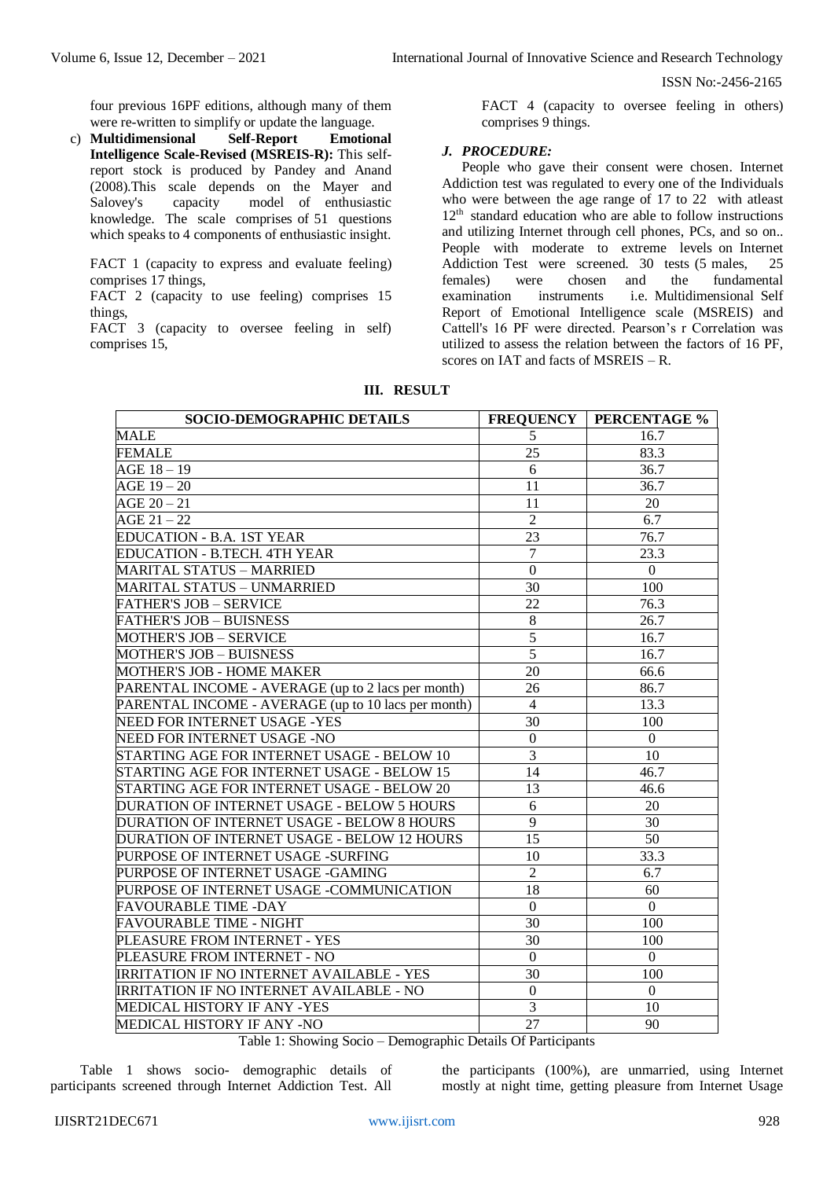four previous 16PF editions, although many of them were re-written to simplify or update the language.

c) **Multidimensional Self-Report Emotional Intelligence Scale-Revised (MSREIS-R):** This self-report stock is produced by Pandey and Anand (2008).This scale depends on the Mayer and Salovey's capacity model of enthusiastic knowledge. The scale comprises of 51 questions which speaks to 4 components of enthusiastic insight.

FACT 1 (capacity to express and evaluate feeling) comprises 17 things,

FACT 2 (capacity to use feeling) comprises 15 things,

FACT 3 (capacity to oversee feeling in self) comprises 15,

FACT 4 (capacity to oversee feeling in others) comprises 9 things.

### *J. PROCEDURE:*

People who gave their consent were chosen. Internet Addiction test was regulated to every one of the Individuals who were between the age range of 17 to 22 with atleast 12th standard education who are able to follow instructions and utilizing Internet through cell phones, PCs, and so on.. People with moderate to extreme levels on Internet Addiction Test were screened. 30 tests (5 males, 25 females) were chosen and the fundamental examination instruments i.e. Multidimensional Self Report of Emotional Intelligence scale (MSREIS) and Cattell's 16 PF were directed. Pearson's r Correlation was utilized to assess the relation between the factors of 16 PF, scores on IAT and facts of MSREIS – R.

## III. RESULT

| SOCIO-DEMOGRAPHIC DETAILS | FREQUENCY | PERCENTAGE % |
|---|---|---|
| MALE | 5 | 16.7 |
| FEMALE | 25 | 83.3 |
| AGE 18 – 19 | 6 | 36.7 |
| AGE 19 – 20 | 11 | 36.7 |
| AGE 20 – 21 | 11 | 20 |
| AGE 21 – 22 | 2 | 6.7 |
| EDUCATION - B.A. 1ST YEAR | 23 | 76.7 |
| EDUCATION - B.TECH. 4TH YEAR | 7 | 23.3 |
| MARITAL STATUS – MARRIED | 0 | 0 |
| MARITAL STATUS – UNMARRIED | 30 | 100 |
| FATHER'S JOB – SERVICE | 22 | 76.3 |
| FATHER'S JOB – BUISNESS | 8 | 26.7 |
| MOTHER'S JOB – SERVICE | 5 | 16.7 |
| MOTHER'S JOB – BUISNESS | 5 | 16.7 |
| MOTHER'S JOB - HOME MAKER | 20 | 66.6 |
| PARENTAL INCOME - AVERAGE (up to 2 lacs per month) | 26 | 86.7 |
| PARENTAL INCOME - AVERAGE (up to 10 lacs per month) | 4 | 13.3 |
| NEED FOR INTERNET USAGE -YES | 30 | 100 |
| NEED FOR INTERNET USAGE -NO | 0 | 0 |
| STARTING AGE FOR INTERNET USAGE - BELOW 10 | 3 | 10 |
| STARTING AGE FOR INTERNET USAGE - BELOW 15 | 14 | 46.7 |
| STARTING AGE FOR INTERNET USAGE - BELOW 20 | 13 | 46.6 |
| DURATION OF INTERNET USAGE - BELOW 5 HOURS | 6 | 20 |
| DURATION OF INTERNET USAGE - BELOW 8 HOURS | 9 | 30 |
| DURATION OF INTERNET USAGE - BELOW 12 HOURS | 15 | 50 |
| PURPOSE OF INTERNET USAGE -SURFING | 10 | 33.3 |
| PURPOSE OF INTERNET USAGE -GAMING | 2 | 6.7 |
| PURPOSE OF INTERNET USAGE -COMMUNICATION | 18 | 60 |
| FAVOURABLE TIME -DAY | 0 | 0 |
| FAVOURABLE TIME - NIGHT | 30 | 100 |
| PLEASURE FROM INTERNET - YES | 30 | 100 |
| PLEASURE FROM INTERNET - NO | 0 | 0 |
| IRRITATION IF NO INTERNET AVAILABLE - YES | 30 | 100 |
| IRRITATION IF NO INTERNET AVAILABLE - NO | 0 | 0 |
| MEDICAL HISTORY IF ANY -YES | 3 | 10 |
| MEDICAL HISTORY IF ANY -NO | 27 | 90 |

Table 1: Showing Socio – Demographic Details Of Participants

Table 1 shows socio- demographic details of participants screened through Internet Addiction Test. All the participants (100%), are unmarried, using Internet mostly at night time, getting pleasure from Internet Usage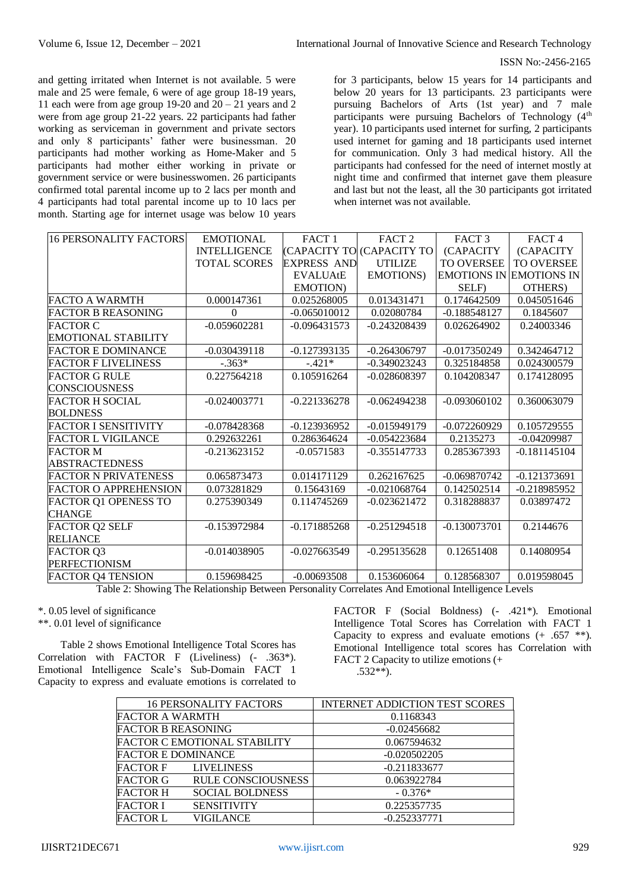and getting irritated when Internet is not available. 5 were male and 25 were female, 6 were of age group 18-19 years, 11 each were from age group 19-20 and 20 – 21 years and 2 were from age group 21-22 years. 22 participants had father working as serviceman in government and private sectors and only 8 participants' father were businessman. 20 participants had mother working as Home-Maker and 5 participants had mother either working in private or government service or were businesswomen. 26 participants confirmed total parental income up to 2 lacs per month and 4 participants had total parental income up to 10 lacs per month. Starting age for internet usage was below 10 years for 3 participants, below 15 years for 14 participants and below 20 years for 13 participants. 23 participants were pursuing Bachelors of Arts (1st year) and 7 male participants were pursuing Bachelors of Technology (4th year). 10 participants used internet for surfing, 2 participants used internet for gaming and 18 participants used internet for communication. Only 3 had medical history. All the participants had confessed for the need of internet mostly at night time and confirmed that internet gave them pleasure and last but not the least, all the 30 participants got irritated when internet was not available.

| 16 PERSONALITY FACTORS | EMOTIONAL INTELLIGENCE TOTAL SCORES | FACT 1 (CAPACITY TO EXPRESS AND EVALUAtE EMOTION) | FACT 2 (CAPACITY TO UTILIZE EMOTIONS) | FACT 3 (CAPACITY TO OVERSEE EMOTIONS IN SELF) | FACT 4 (CAPACITY TO OVERSEE EMOTIONS IN OTHERS) |
|---|---|---|---|---|---|
| FACTO A WARMTH | 0.000147361 | 0.025268005 | 0.013431471 | 0.174642509 | 0.045051646 |
| FACTOR B REASONING | 0 | -0.065010012 | 0.02080784 | -0.188548127 | 0.1845607 |
| FACTOR C EMOTIONAL STABILITY | -0.059602281 | -0.096431573 | -0.243208439 | 0.026264902 | 0.24003346 |
| FACTOR E DOMINANCE | -0.030439118 | -0.127393135 | -0.264306797 | -0.017350249 | 0.342464712 |
| FACTOR F LIVELINESS | -.363* | -.421* | -0.349023243 | 0.325184858 | 0.024300579 |
| FACTOR G RULE CONSCIOUSNESS | 0.227564218 | 0.105916264 | -0.028608397 | 0.104208347 | 0.174128095 |
| FACTOR H SOCIAL BOLDNESS | -0.024003771 | -0.221336278 | -0.062494238 | -0.093060102 | 0.360063079 |
| FACTOR I SENSITIVITY | -0.078428368 | -0.123936952 | -0.015949179 | -0.072260929 | 0.105729555 |
| FACTOR L VIGILANCE | 0.292632261 | 0.286364624 | -0.054223684 | 0.2135273 | -0.04209987 |
| FACTOR M ABSTRACTEDNESS | -0.213623152 | -0.0571583 | -0.355147733 | 0.285367393 | -0.181145104 |
| FACTOR N PRIVATENESS | 0.065873473 | 0.014171129 | 0.262167625 | -0.069870742 | -0.121373691 |
| FACTOR O APPREHENSION | 0.073281829 | 0.15643169 | -0.021068764 | 0.142502514 | -0.218985952 |
| FACTOR Q1 OPENESS TO CHANGE | 0.275390349 | 0.114745269 | -0.023621472 | 0.318288837 | 0.03897472 |
| FACTOR Q2 SELF RELIANCE | -0.153972984 | -0.171885268 | -0.251294518 | -0.130073701 | 0.2144676 |
| FACTOR Q3 PERFECTIONISM | -0.014038905 | -0.027663549 | -0.295135628 | 0.12651408 | 0.14080954 |
| FACTOR Q4 TENSION | 0.159698425 | -0.00693508 | 0.153606064 | 0.128568307 | 0.019598045 |

Table 2: Showing The Relationship Between Personality Correlates And Emotional Intelligence Levels

*. 0.05 level of significance
**. 0.01 level of significance

Table 2 shows Emotional Intelligence Total Scores has Correlation with FACTOR F (Liveliness) (- .363*). Emotional Intelligence Scale's Sub-Domain FACT 1 Capacity to express and evaluate emotions is correlated to FACTOR F (Social Boldness) (- .421*). Emotional Intelligence Total Scores has Correlation with FACT 1 Capacity to express and evaluate emotions (+ .657 **). Emotional Intelligence total scores has Correlation with FACT 2 Capacity to utilize emotions (+ .532**).

| 16 PERSONALITY FACTORS | INTERNET ADDICTION TEST SCORES |
|---|---|
| FACTOR A WARMTH | 0.1168343 |
| FACTOR B REASONING | -0.02456682 |
| FACTOR C EMOTIONAL STABILITY | 0.067594632 |
| FACTOR E DOMINANCE | -0.020502205 |
| FACTOR F LIVELINESS | -0.211833677 |
| FACTOR G RULE CONSCIOUSNESS | 0.063922784 |
| FACTOR H SOCIAL BOLDNESS | - 0.376* |
| FACTOR I SENSITIVITY | 0.225357735 |
| FACTOR L VIGILANCE | -0.252337771 |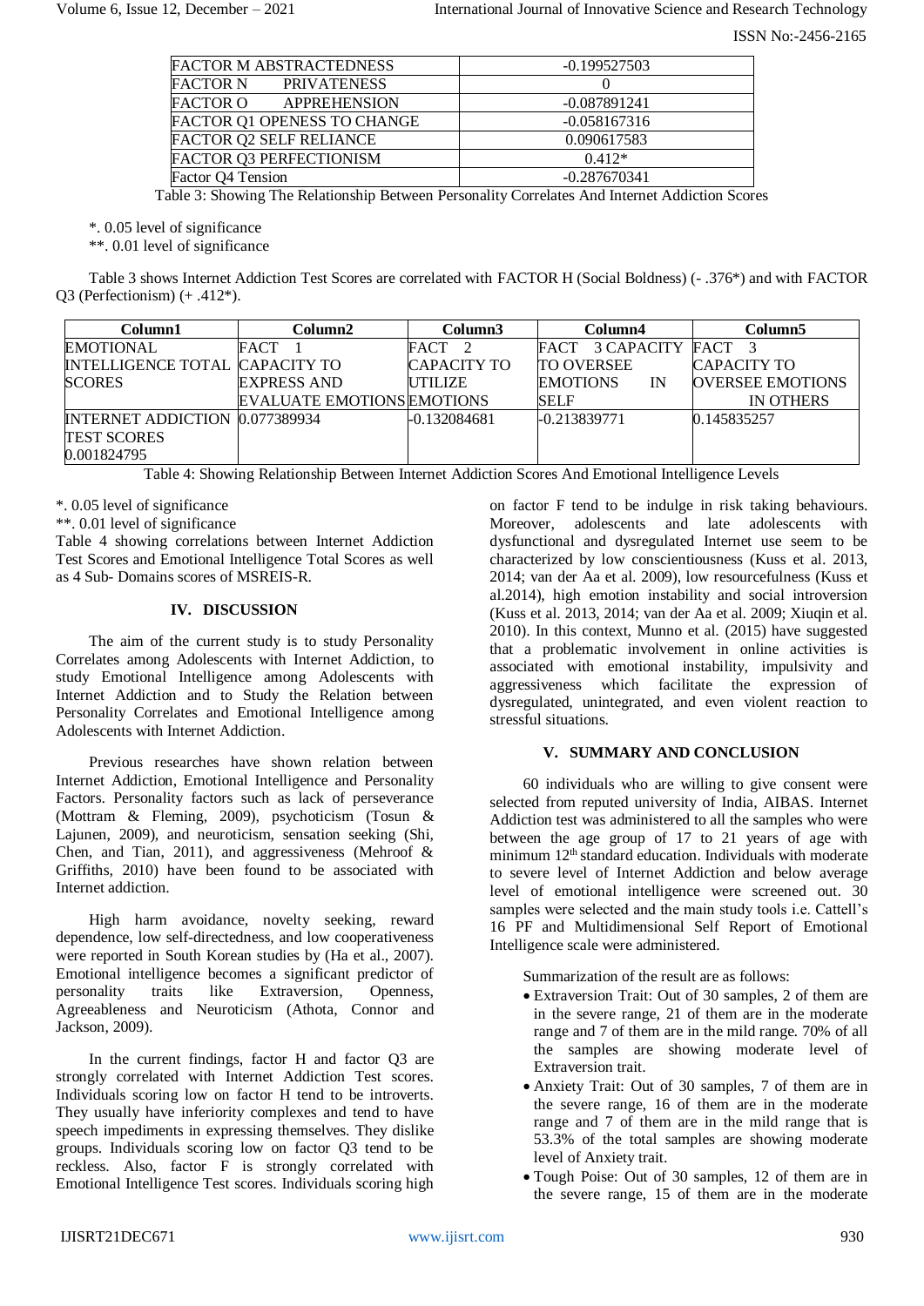| FACTOR M ABSTRACTEDNESS | -0.199527503 |
|---|---|
| FACTOR N PRIVATENESS | 0 |
| FACTOR O APPREHENSION | -0.087891241 |
| FACTOR Q1 OPENESS TO CHANGE | -0.058167316 |
| FACTOR Q2 SELF RELIANCE | 0.090617583 |
| FACTOR Q3 PERFECTIONISM | 0.412* |
| Factor Q4 Tension | -0.287670341 |

Table 3: Showing The Relationship Between Personality Correlates And Internet Addiction Scores

*. 0.05 level of significance

**. 0.01 level of significance

Table 3 shows Internet Addiction Test Scores are correlated with FACTOR H (Social Boldness) (- .376*) and with FACTOR Q3 (Perfectionism) (+ .412*).

| Column1 | Column2 | Column3 | Column4 | Column5 |
|---|---|---|---|---|
| EMOTIONAL INTELLIGENCE TOTAL SCORES | FACT 1 CAPACITY TO EXPRESS AND EVALUATE EMOTIONS | FACT 2 CAPACITY TO UTILIZE EMOTIONS | FACT 3 CAPACITY TO OVERSEE EMOTIONS IN SELF | FACT 3 CAPACITY TO OVERSEE EMOTIONS IN OTHERS |
| INTERNET ADDICTION TEST SCORES 0.001824795 | 0.077389934 | -0.132084681 | -0.213839771 | 0.145835257 |

Table 4: Showing Relationship Between Internet Addiction Scores And Emotional Intelligence Levels

*. 0.05 level of significance

**. 0.01 level of significance

Table 4 showing correlations between Internet Addiction Test Scores and Emotional Intelligence Total Scores as well as 4 Sub- Domains scores of MSREIS-R.

## IV. DISCUSSION

The aim of the current study is to study Personality Correlates among Adolescents with Internet Addiction, to study Emotional Intelligence among Adolescents with Internet Addiction and to Study the Relation between Personality Correlates and Emotional Intelligence among Adolescents with Internet Addiction.

Previous researches have shown relation between Internet Addiction, Emotional Intelligence and Personality Factors. Personality factors such as lack of perseverance (Mottram & Fleming, 2009), psychoticism (Tosun & Lajunen, 2009), and neuroticism, sensation seeking (Shi, Chen, and Tian, 2011), and aggressiveness (Mehroof & Griffiths, 2010) have been found to be associated with Internet addiction.

High harm avoidance, novelty seeking, reward dependence, low self-directedness, and low cooperativeness were reported in South Korean studies by (Ha et al., 2007). Emotional intelligence becomes a significant predictor of personality traits like Extraversion, Openness, Agreeableness and Neuroticism (Athota, Connor and Jackson, 2009).

In the current findings, factor H and factor Q3 are strongly correlated with Internet Addiction Test scores. Individuals scoring low on factor H tend to be introverts. They usually have inferiority complexes and tend to have speech impediments in expressing themselves. They dislike groups. Individuals scoring low on factor Q3 tend to be reckless. Also, factor F is strongly correlated with Emotional Intelligence Test scores. Individuals scoring high on factor F tend to be indulge in risk taking behaviours. Moreover, adolescents and late adolescents with dysfunctional and dysregulated Internet use seem to be characterized by low conscientiousness (Kuss et al. 2013, 2014; van der Aa et al. 2009), low resourcefulness (Kuss et al.2014), high emotion instability and social introversion (Kuss et al. 2013, 2014; van der Aa et al. 2009; Xiuqin et al. 2010). In this context, Munno et al. (2015) have suggested that a problematic involvement in online activities is associated with emotional instability, impulsivity and aggressiveness which facilitate the expression of dysregulated, unintegrated, and even violent reaction to stressful situations.

## V. SUMMARY AND CONCLUSION

60 individuals who are willing to give consent were selected from reputed university of India, AIBAS. Internet Addiction test was administered to all the samples who were between the age group of 17 to 21 years of age with minimum 12th standard education. Individuals with moderate to severe level of Internet Addiction and below average level of emotional intelligence were screened out. 30 samples were selected and the main study tools i.e. Cattell's 16 PF and Multidimensional Self Report of Emotional Intelligence scale were administered.

Summarization of the result are as follows:

- Extraversion Trait: Out of 30 samples, 2 of them are in the severe range, 21 of them are in the moderate range and 7 of them are in the mild range. 70% of all the samples are showing moderate level of Extraversion trait.
- Anxiety Trait: Out of 30 samples, 7 of them are in the severe range, 16 of them are in the moderate range and 7 of them are in the mild range that is 53.3% of the total samples are showing moderate level of Anxiety trait.
- Tough Poise: Out of 30 samples, 12 of them are in the severe range, 15 of them are in the moderate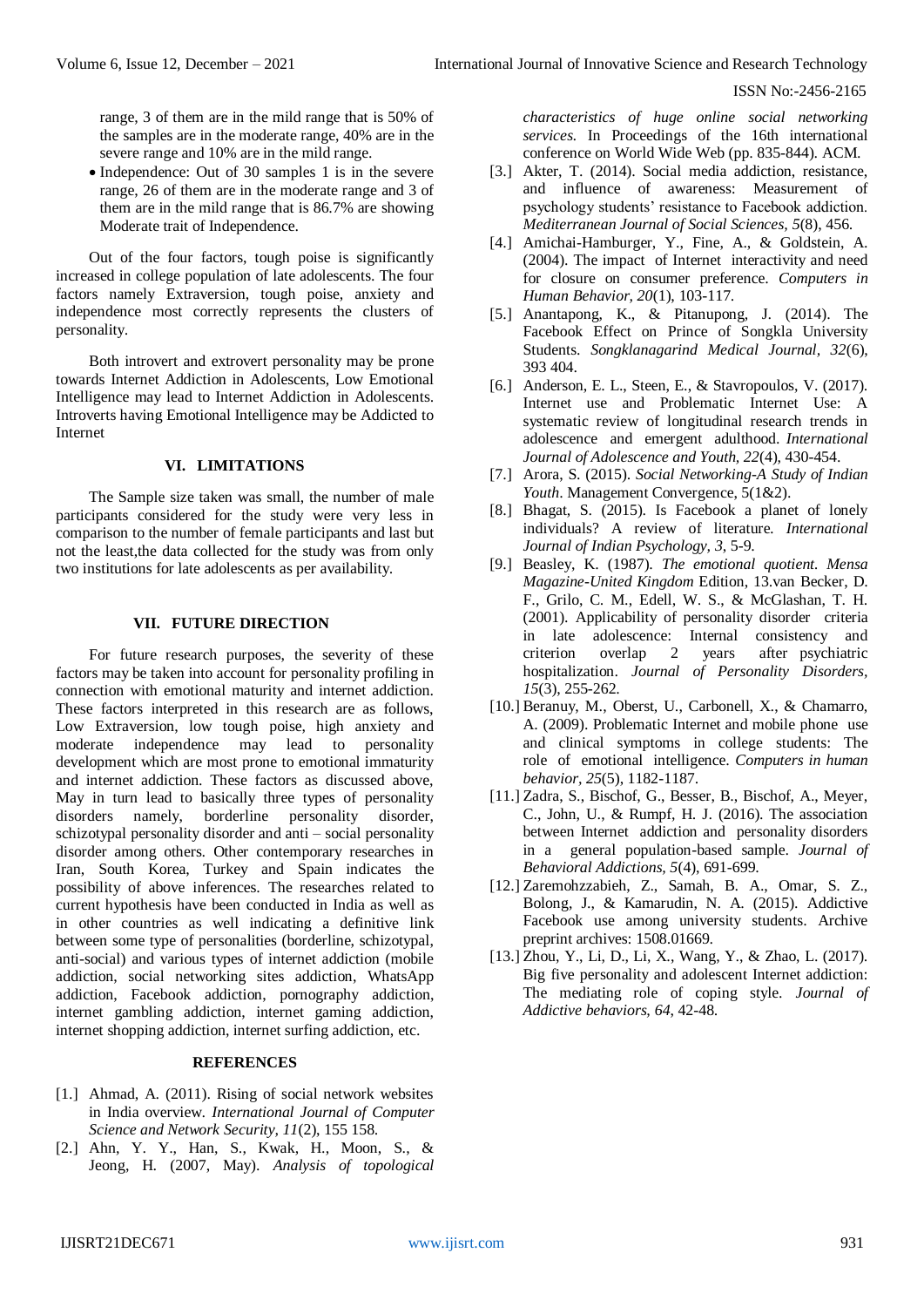range, 3 of them are in the mild range that is 50% of the samples are in the moderate range, 40% are in the severe range and 10% are in the mild range.

- Independence: Out of 30 samples 1 is in the severe range, 26 of them are in the moderate range and 3 of them are in the mild range that is 86.7% are showing Moderate trait of Independence.

Out of the four factors, tough poise is significantly increased in college population of late adolescents. The four factors namely Extraversion, tough poise, anxiety and independence most correctly represents the clusters of personality.

Both introvert and extrovert personality may be prone towards Internet Addiction in Adolescents, Low Emotional Intelligence may lead to Internet Addiction in Adolescents. Introverts having Emotional Intelligence may be Addicted to Internet

## VI. LIMITATIONS

The Sample size taken was small, the number of male participants considered for the study were very less in comparison to the number of female participants and last but not the least,the data collected for the study was from only two institutions for late adolescents as per availability.

## VII. FUTURE DIRECTION

For future research purposes, the severity of these factors may be taken into account for personality profiling in connection with emotional maturity and internet addiction. These factors interpreted in this research are as follows, Low Extraversion, low tough poise, high anxiety and moderate independence may lead to personality development which are most prone to emotional immaturity and internet addiction. These factors as discussed above, May in turn lead to basically three types of personality disorders namely, borderline personality disorder, schizotypal personality disorder and anti – social personality disorder among others. Other contemporary researches in Iran, South Korea, Turkey and Spain indicates the possibility of above inferences. The researches related to current hypothesis have been conducted in India as well as in other countries as well indicating a definitive link between some type of personalities (borderline, schizotypal, anti-social) and various types of internet addiction (mobile addiction, social networking sites addiction, WhatsApp addiction, Facebook addiction, pornography addiction, internet gambling addiction, internet gaming addiction, internet shopping addiction, internet surfing addiction, etc.

## REFERENCES

[1.] Ahmad, A. (2011). Rising of social network websites in India overview. *International Journal of Computer Science and Network Security, 11*(2), 155 158.

[2.] Ahn, Y. Y., Han, S., Kwak, H., Moon, S., & Jeong, H. (2007, May). *Analysis of topological characteristics of huge online social networking services.* In Proceedings of the 16th international conference on World Wide Web (pp. 835-844). ACM.

[3.] Akter, T. (2014). Social media addiction, resistance, and influence of awareness: Measurement of psychology students' resistance to Facebook addiction. *Mediterranean Journal of Social Sciences, 5*(8), 456.

[4.] Amichai-Hamburger, Y., Fine, A., & Goldstein, A. (2004). The impact of Internet interactivity and need for closure on consumer preference. *Computers in Human Behavior, 20*(1), 103-117.

[5.] Anantapong, K., & Pitanupong, J. (2014). The Facebook Effect on Prince of Songkla University Students. *Songklanagarind Medical Journal, 32*(6), 393 404.

[6.] Anderson, E. L., Steen, E., & Stavropoulos, V. (2017). Internet use and Problematic Internet Use: A systematic review of longitudinal research trends in adolescence and emergent adulthood. *International Journal of Adolescence and Youth, 22*(4), 430-454.

[7.] Arora, S. (2015). *Social Networking-A Study of Indian Youth*. Management Convergence, 5(1&2).

[8.] Bhagat, S. (2015). Is Facebook a planet of lonely individuals? A review of literature. *International Journal of Indian Psychology, 3*, 5-9.

[9.] Beasley, K. (1987). *The emotional quotient. Mensa Magazine-United Kingdom* Edition, 13.van Becker, D. F., Grilo, C. M., Edell, W. S., & McGlashan, T. H. (2001). Applicability of personality disorder criteria in late adolescence: Internal consistency and criterion overlap 2 years after psychiatric hospitalization. *Journal of Personality Disorders, 15*(3), 255-262.

[10.] Beranuy, M., Oberst, U., Carbonell, X., & Chamarro, A. (2009). Problematic Internet and mobile phone use and clinical symptoms in college students: The role of emotional intelligence. *Computers in human behavior, 25*(5), 1182-1187.

[11.] Zadra, S., Bischof, G., Besser, B., Bischof, A., Meyer, C., John, U., & Rumpf, H. J. (2016). The association between Internet addiction and personality disorders in a general population-based sample. *Journal of Behavioral Addictions, 5*(4), 691-699.

[12.] Zaremohzzabieh, Z., Samah, B. A., Omar, S. Z., Bolong, J., & Kamarudin, N. A. (2015). Addictive Facebook use among university students. Archive preprint archives: 1508.01669.

[13.] Zhou, Y., Li, D., Li, X., Wang, Y., & Zhao, L. (2017). Big five personality and adolescent Internet addiction: The mediating role of coping style. *Journal of Addictive behaviors, 64*, 42-48.